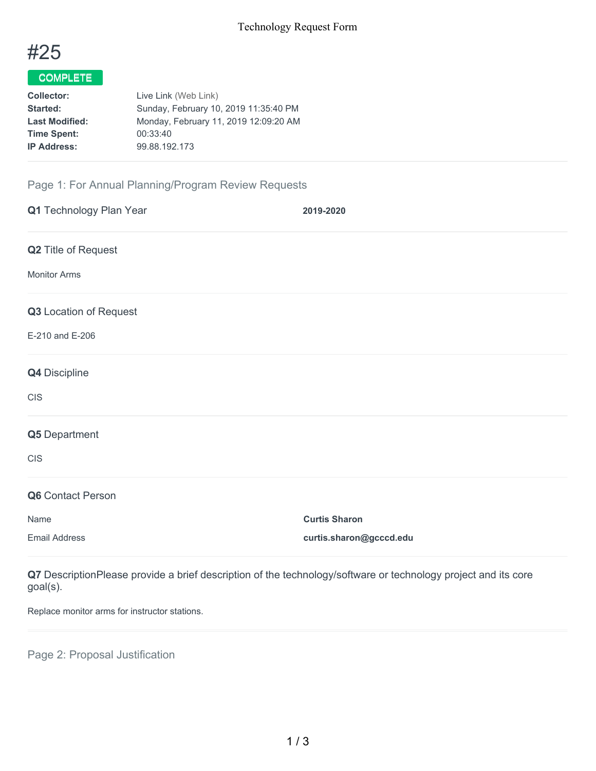# #25

**COMPLETE**

| | |
|---|---|
| **Collector:** | Live Link (Web Link) |
| **Started:** | Sunday, February 10, 2019 11:35:40 PM |
| **Last Modified:** | Monday, February 11, 2019 12:09:20 AM |
| **Time Spent:** | 00:33:40 |
| **IP Address:** | 99.88.192.173 |

## Page 1: For Annual Planning/Program Review Requests

**Q1** Technology Plan Year **2019-2020**

**Q2** Title of Request

Monitor Arms

**Q3** Location of Request

E-210 and E-206

**Q4** Discipline

CIS

**Q5** Department

CIS

**Q6** Contact Person

| | |
|---|---|
| Name | **Curtis Sharon** |
| Email Address | **curtis.sharon@gcccd.edu** |

**Q7** DescriptionPlease provide a brief description of the technology/software or technology project and its core goal(s).

Replace monitor arms for instructor stations.

## Page 2: Proposal Justification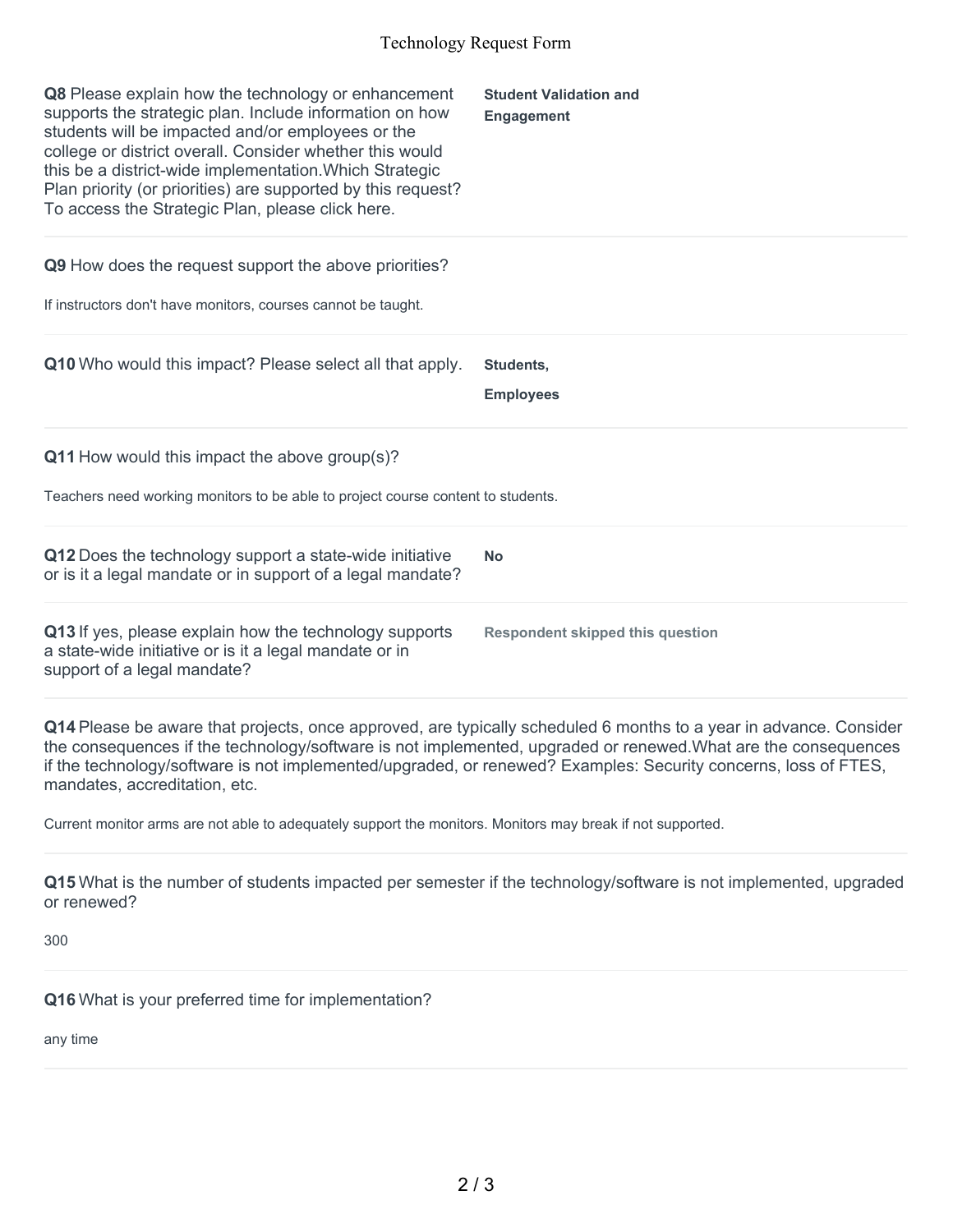**Q8** Please explain how the technology or enhancement supports the strategic plan. Include information on how students will be impacted and/or employees or the college or district overall. Consider whether this would this be a district-wide implementation.Which Strategic Plan priority (or priorities) are supported by this request? To access the Strategic Plan, please click here.

**Student Validation and Engagement**

---

**Q9** How does the request support the above priorities?

If instructors don't have monitors, courses cannot be taught.

---

**Q10** Who would this impact? Please select all that apply.

**Students,**

**Employees**

---

**Q11** How would this impact the above group(s)?

Teachers need working monitors to be able to project course content to students.

---

**Q12** Does the technology support a state-wide initiative or is it a legal mandate or in support of a legal mandate?

**No**

---

**Q13** If yes, please explain how the technology supports a state-wide initiative or is it a legal mandate or in support of a legal mandate?

**Respondent skipped this question**

---

**Q14** Please be aware that projects, once approved, are typically scheduled 6 months to a year in advance. Consider the consequences if the technology/software is not implemented, upgraded or renewed.What are the consequences if the technology/software is not implemented/upgraded, or renewed? Examples: Security concerns, loss of FTES, mandates, accreditation, etc.

Current monitor arms are not able to adequately support the monitors. Monitors may break if not supported.

---

**Q15** What is the number of students impacted per semester if the technology/software is not implemented, upgraded or renewed?

300

---

**Q16** What is your preferred time for implementation?

any time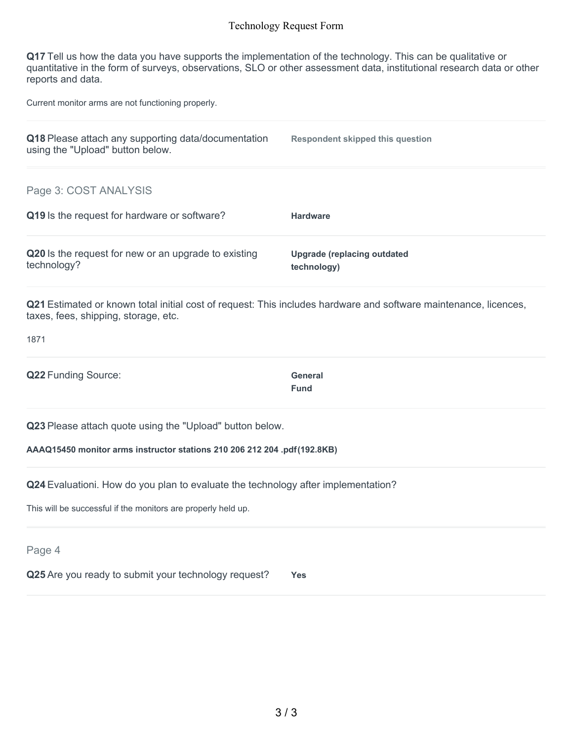**Q17** Tell us how the data you have supports the implementation of the technology. This can be qualitative or quantitative in the form of surveys, observations, SLO or other assessment data, institutional research data or other reports and data.

Current monitor arms are not functioning properly.

**Q18** Please attach any supporting data/documentation using the "Upload" button below.

**Respondent skipped this question**

## Page 3: COST ANALYSIS

**Q19** Is the request for hardware or software?

**Hardware**

**Q20** Is the request for new or an upgrade to existing technology?

**Upgrade (replacing outdated technology)**

**Q21** Estimated or known total initial cost of request: This includes hardware and software maintenance, licences, taxes, fees, shipping, storage, etc.

1871

**Q22** Funding Source:

**General Fund**

**Q23** Please attach quote using the "Upload" button below.

**AAAQ15450 monitor arms instructor stations 210 206 212 204 .pdf(192.8KB)**

**Q24** Evaluationi. How do you plan to evaluate the technology after implementation?

This will be successful if the monitors are properly held up.

## Page 4

**Q25** Are you ready to submit your technology request?

**Yes**